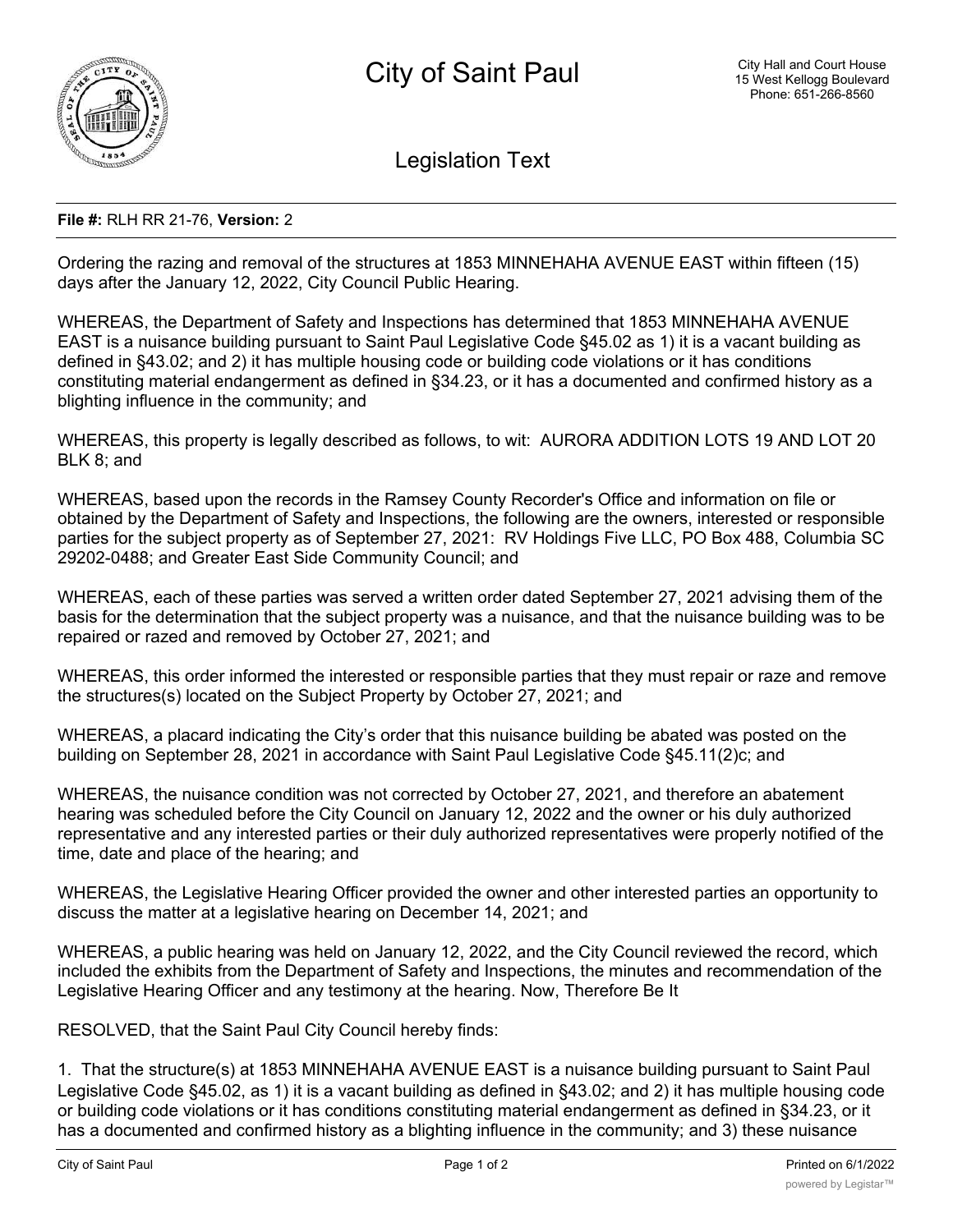# City of Saint Paul

City Hall and Court House
15 West Kellogg Boulevard
Phone: 651-266-8560

## Legislation Text

**File #:** RLH RR 21-76, **Version:** 2

Ordering the razing and removal of the structures at 1853 MINNEHAHA AVENUE EAST within fifteen (15) days after the January 12, 2022, City Council Public Hearing.

WHEREAS, the Department of Safety and Inspections has determined that 1853 MINNEHAHA AVENUE EAST is a nuisance building pursuant to Saint Paul Legislative Code §45.02 as 1) it is a vacant building as defined in §43.02; and 2) it has multiple housing code or building code violations or it has conditions constituting material endangerment as defined in §34.23, or it has a documented and confirmed history as a blighting influence in the community; and

WHEREAS, this property is legally described as follows, to wit: AURORA ADDITION LOTS 19 AND LOT 20 BLK 8; and

WHEREAS, based upon the records in the Ramsey County Recorder's Office and information on file or obtained by the Department of Safety and Inspections, the following are the owners, interested or responsible parties for the subject property as of September 27, 2021: RV Holdings Five LLC, PO Box 488, Columbia SC 29202-0488; and Greater East Side Community Council; and

WHEREAS, each of these parties was served a written order dated September 27, 2021 advising them of the basis for the determination that the subject property was a nuisance, and that the nuisance building was to be repaired or razed and removed by October 27, 2021; and

WHEREAS, this order informed the interested or responsible parties that they must repair or raze and remove the structures(s) located on the Subject Property by October 27, 2021; and

WHEREAS, a placard indicating the City's order that this nuisance building be abated was posted on the building on September 28, 2021 in accordance with Saint Paul Legislative Code §45.11(2)c; and

WHEREAS, the nuisance condition was not corrected by October 27, 2021, and therefore an abatement hearing was scheduled before the City Council on January 12, 2022 and the owner or his duly authorized representative and any interested parties or their duly authorized representatives were properly notified of the time, date and place of the hearing; and

WHEREAS, the Legislative Hearing Officer provided the owner and other interested parties an opportunity to discuss the matter at a legislative hearing on December 14, 2021; and

WHEREAS, a public hearing was held on January 12, 2022, and the City Council reviewed the record, which included the exhibits from the Department of Safety and Inspections, the minutes and recommendation of the Legislative Hearing Officer and any testimony at the hearing. Now, Therefore Be It

RESOLVED, that the Saint Paul City Council hereby finds:

1. That the structure(s) at 1853 MINNEHAHA AVENUE EAST is a nuisance building pursuant to Saint Paul Legislative Code §45.02, as 1) it is a vacant building as defined in §43.02; and 2) it has multiple housing code or building code violations or it has conditions constituting material endangerment as defined in §34.23, or it has a documented and confirmed history as a blighting influence in the community; and 3) these nuisance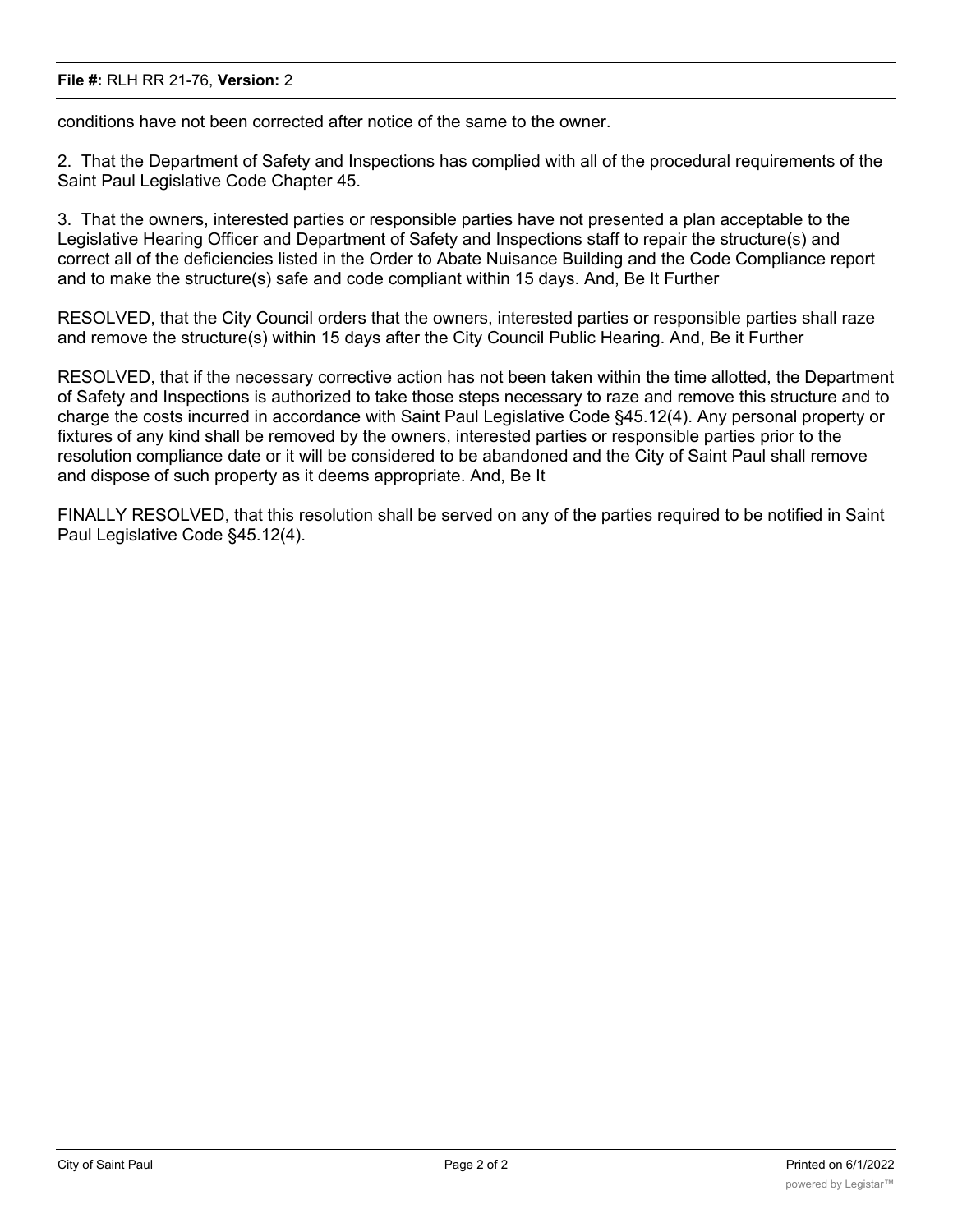conditions have not been corrected after notice of the same to the owner.

2. That the Department of Safety and Inspections has complied with all of the procedural requirements of the Saint Paul Legislative Code Chapter 45.

3. That the owners, interested parties or responsible parties have not presented a plan acceptable to the Legislative Hearing Officer and Department of Safety and Inspections staff to repair the structure(s) and correct all of the deficiencies listed in the Order to Abate Nuisance Building and the Code Compliance report and to make the structure(s) safe and code compliant within 15 days. And, Be It Further

RESOLVED, that the City Council orders that the owners, interested parties or responsible parties shall raze and remove the structure(s) within 15 days after the City Council Public Hearing. And, Be it Further

RESOLVED, that if the necessary corrective action has not been taken within the time allotted, the Department of Safety and Inspections is authorized to take those steps necessary to raze and remove this structure and to charge the costs incurred in accordance with Saint Paul Legislative Code §45.12(4). Any personal property or fixtures of any kind shall be removed by the owners, interested parties or responsible parties prior to the resolution compliance date or it will be considered to be abandoned and the City of Saint Paul shall remove and dispose of such property as it deems appropriate. And, Be It

FINALLY RESOLVED, that this resolution shall be served on any of the parties required to be notified in Saint Paul Legislative Code §45.12(4).